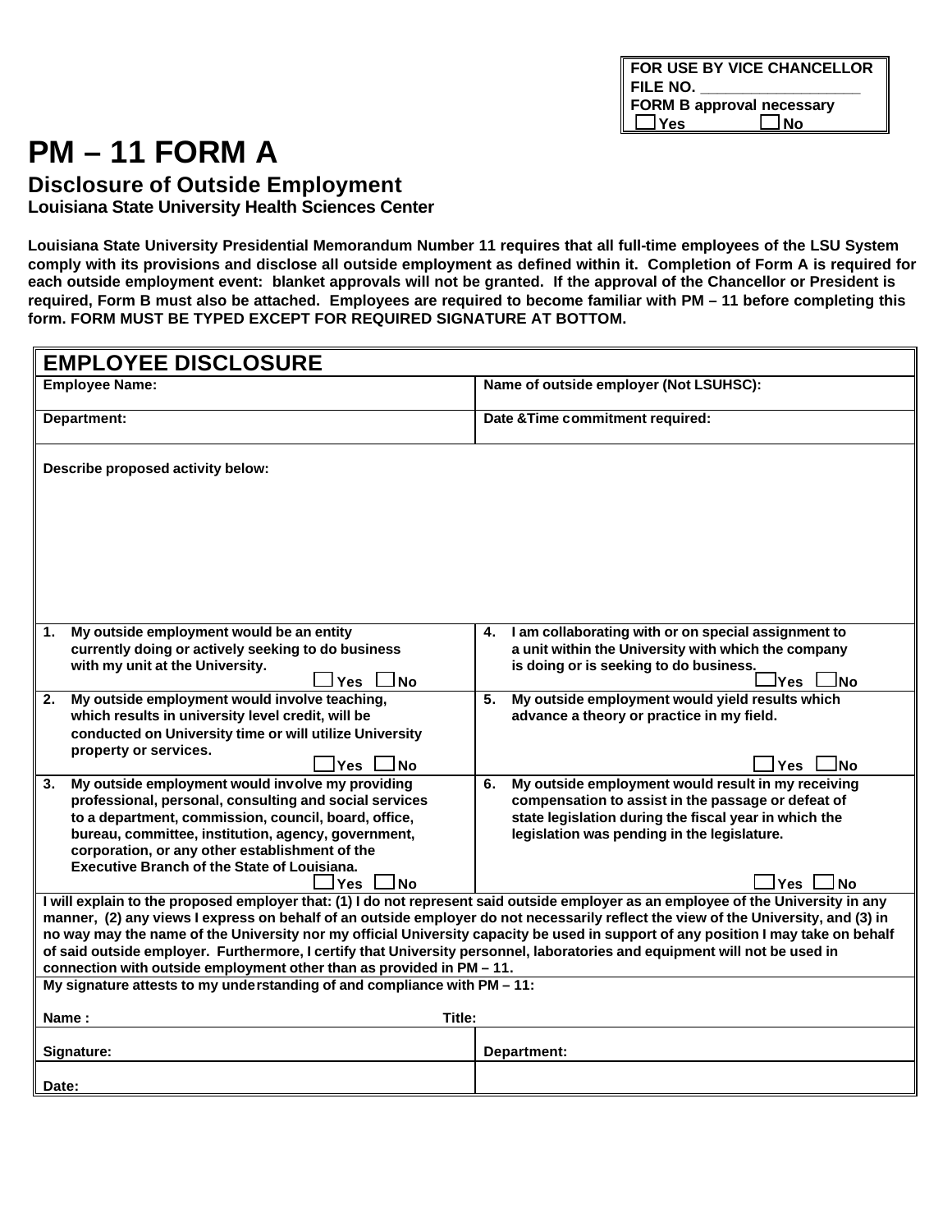| FOR USE BY VICE CHANCELLOR |
|---|
| FILE NO. ___________________ |
| FORM B approval necessary |
| ☐ Yes ☐ No |

# PM – 11 FORM A

## Disclosure of Outside Employment

**Louisiana State University Health Sciences Center**

**Louisiana State University Presidential Memorandum Number 11 requires that all full-time employees of the LSU System comply with its provisions and disclose all outside employment as defined within it. Completion of Form A is required for each outside employment event: blanket approvals will not be granted. If the approval of the Chancellor or President is required, Form B must also be attached. Employees are required to become familiar with PM – 11 before completing this form. FORM MUST BE TYPED EXCEPT FOR REQUIRED SIGNATURE AT BOTTOM.**

| EMPLOYEE DISCLOSURE | |
|---|---|
| **Employee Name:** | **Name of outside employer (Not LSUHSC):** |
| **Department:** | **Date &Time commitment required:** |
| **Describe proposed activity below:** | |
| **1. My outside employment would be an entity currently doing or actively seeking to do business with my unit at the University.** ☐ Yes ☐ No | **4. I am collaborating with or on special assignment to a unit within the University with which the company is doing or is seeking to do business.** ☐ Yes ☐ No |
| **2. My outside employment would involve teaching, which results in university level credit, will be conducted on University time or will utilize University property or services.** ☐ Yes ☐ No | **5. My outside employment would yield results which advance a theory or practice in my field.** ☐ Yes ☐ No |
| **3. My outside employment would involve my providing professional, personal, consulting and social services to a department, commission, council, board, office, bureau, committee, institution, agency, government, corporation, or any other establishment of the Executive Branch of the State of Louisiana.** ☐ Yes ☐ No | **6. My outside employment would result in my receiving compensation to assist in the passage or defeat of state legislation during the fiscal year in which the legislation was pending in the legislature.** ☐ Yes ☐ No |
| **I will explain to the proposed employer that: (1) I do not represent said outside employer as an employee of the University in any manner, (2) any views I express on behalf of an outside employer do not necessarily reflect the view of the University, and (3) in no way may the name of the University nor my official University capacity be used in support of any position I may take on behalf of said outside employer. Furthermore, I certify that University personnel, laboratories and equipment will not be used in connection with outside employment other than as provided in PM – 11.** | |
| **My signature attests to my understanding of and compliance with PM – 11:** | |
| **Name :** | **Title:** |
| **Signature:** | **Department:** |
| **Date:** | |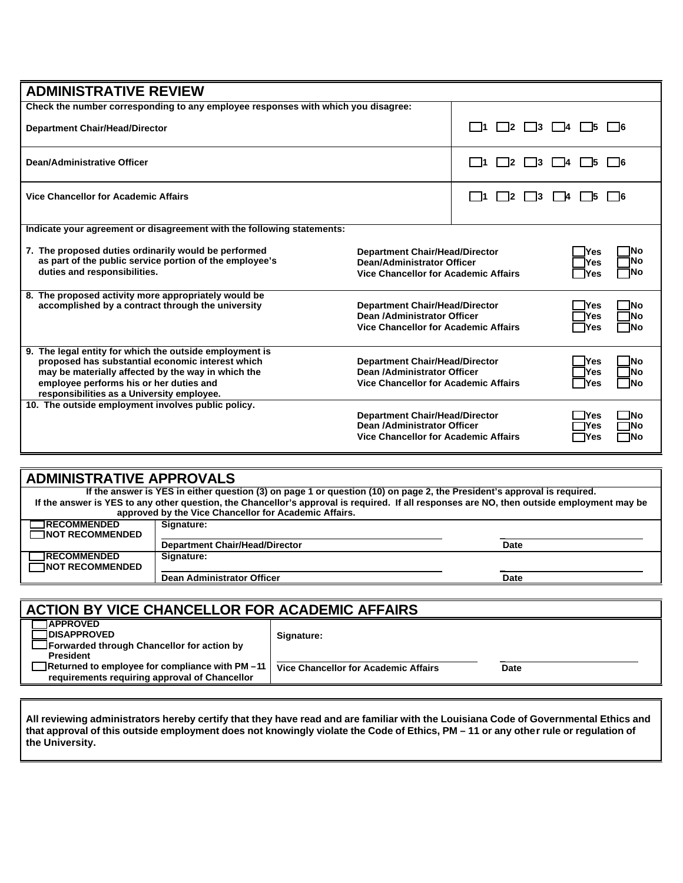## ADMINISTRATIVE REVIEW

**Check the number corresponding to any employee responses with which you disagree:**

| | |
|---|---|
| **Department Chair/Head/Director** | ☐1 ☐2 ☐3 ☐4 ☐5 ☐6 |
| **Dean/Administrative Officer** | ☐1 ☐2 ☐3 ☐4 ☐5 ☐6 |
| **Vice Chancellor for Academic Affairs** | ☐1 ☐2 ☐3 ☐4 ☐5 ☐6 |

**Indicate your agreement or disagreement with the following statements:**

| Statement | Reviewer | Yes | No |
|---|---|---|---|
| **7. The proposed duties ordinarily would be performed as part of the public service portion of the employee's duties and responsibilities.** | **Department Chair/Head/Director** | ☐Yes | ☐No |
| | **Dean/Administrator Officer** | ☐Yes | ☐No |
| | **Vice Chancellor for Academic Affairs** | ☐Yes | ☐No |
| **8. The proposed activity more appropriately would be accomplished by a contract through the university** | **Department Chair/Head/Director** | ☐Yes | ☐No |
| | **Dean /Administrator Officer** | ☐Yes | ☐No |
| | **Vice Chancellor for Academic Affairs** | ☐Yes | ☐No |
| **9. The legal entity for which the outside employment is proposed has substantial economic interest which may be materially affected by the way in which the employee performs his or her duties and responsibilities as a University employee.** | **Department Chair/Head/Director** | ☐Yes | ☐No |
| | **Dean /Administrator Officer** | ☐Yes | ☐No |
| | **Vice Chancellor for Academic Affairs** | ☐Yes | ☐No |
| **10. The outside employment involves public policy.** | **Department Chair/Head/Director** | ☐Yes | ☐No |
| | **Dean /Administrator Officer** | ☐Yes | ☐No |
| | **Vice Chancellor for Academic Affairs** | ☐Yes | ☐No |

## ADMINISTRATIVE APPROVALS

**If the answer is YES in either question (3) on page 1 or question (10) on page 2, the President's approval is required.**
**If the answer is YES to any other question, the Chancellor's approval is required. If all responses are NO, then outside employment may be approved by the Vice Chancellor for Academic Affairs.**

| | | |
|---|---|---|
| ☐**RECOMMENDED** ☐**NOT RECOMMENDED** | **Signature:** ______________________ **Department Chair/Head/Director** | ______________ **Date** |
| ☐**RECOMMENDED** ☐**NOT RECOMMENDED** | **Signature:** ______________________ **Dean Administrator Officer** | ______________ **Date** |

## ACTION BY VICE CHANCELLOR FOR ACADEMIC AFFAIRS

| | | |
|---|---|---|
| ☐**APPROVED** ☐**DISAPPROVED** ☐**Forwarded through Chancellor for action by President** ☐**Returned to employee for compliance with PM – 11 requirements requiring approval of Chancellor** | **Signature:** ______________________ **Vice Chancellor for Academic Affairs** | ______________ **Date** |

**All reviewing administrators hereby certify that they have read and are familiar with the Louisiana Code of Governmental Ethics and that approval of this outside employment does not knowingly violate the Code of Ethics, PM – 11 or any other rule or regulation of the University.**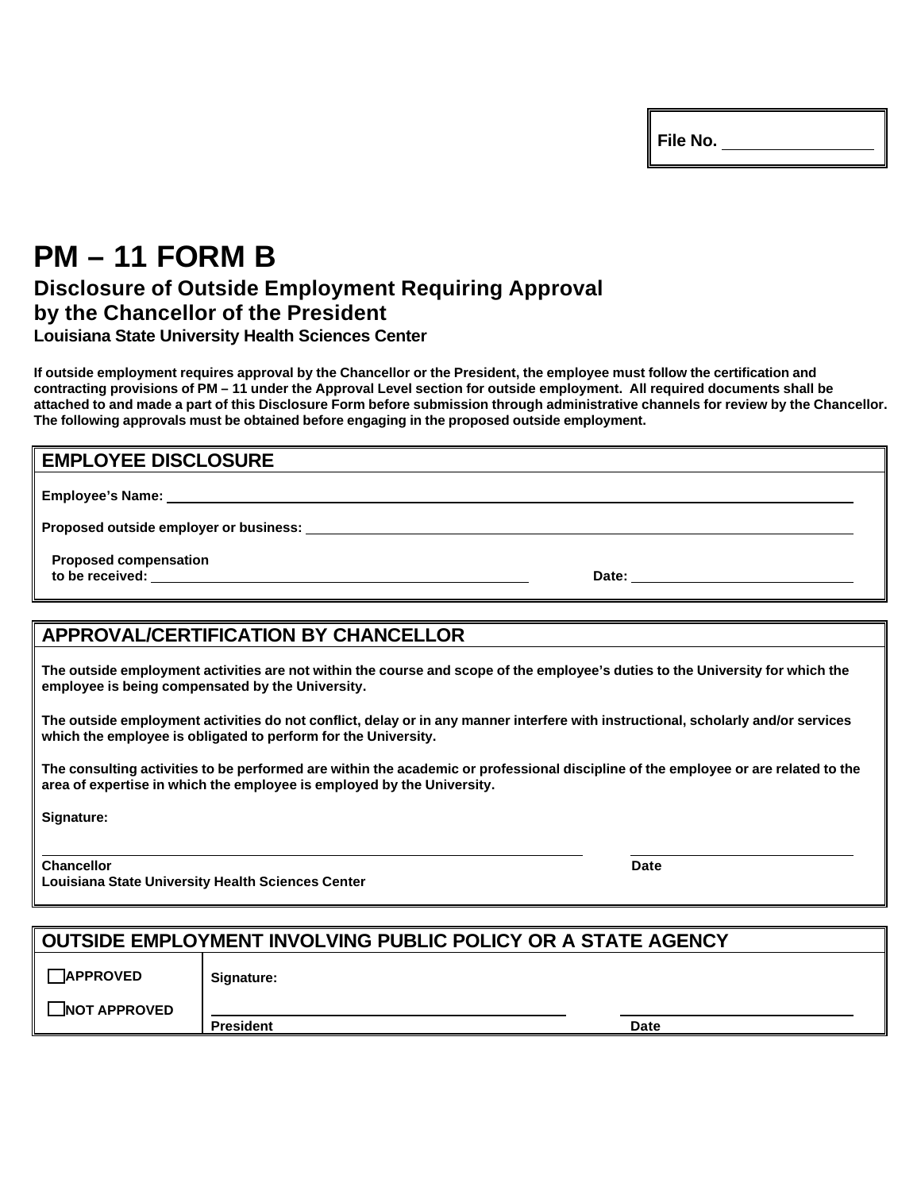**File No.** ______________

# PM – 11 FORM B

## Disclosure of Outside Employment Requiring Approval by the Chancellor of the President

### Louisiana State University Health Sciences Center

**If outside employment requires approval by the Chancellor or the President, the employee must follow the certification and contracting provisions of PM – 11 under the Approval Level section for outside employment. All required documents shall be attached to and made a part of this Disclosure Form before submission through administrative channels for review by the Chancellor. The following approvals must be obtained before engaging in the proposed outside employment.**

## EMPLOYEE DISCLOSURE

**Employee's Name:** ______________________________

**Proposed outside employer or business:** ______________________________

**Proposed compensation to be received:** ______________________________ **Date:** ______________

## APPROVAL/CERTIFICATION BY CHANCELLOR

**The outside employment activities are not within the course and scope of the employee's duties to the University for which the employee is being compensated by the University.**

**The outside employment activities do not conflict, delay or in any manner interfere with instructional, scholarly and/or services which the employee is obligated to perform for the University.**

**The consulting activities to be performed are within the academic or professional discipline of the employee or are related to the area of expertise in which the employee is employed by the University.**

**Signature:**

______________________________ ______________

**Chancellor** **Date**
**Louisiana State University Health Sciences Center**

## OUTSIDE EMPLOYMENT INVOLVING PUBLIC POLICY OR A STATE AGENCY

☐ **APPROVED**

☐ **NOT APPROVED**

**Signature:**

______________________________ ______________

**President** **Date**